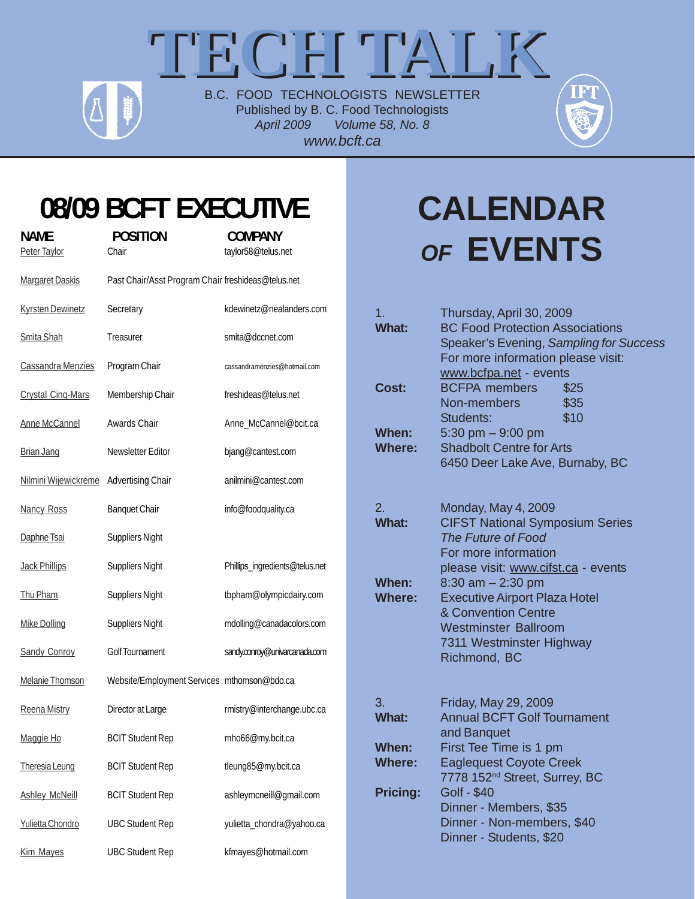# TECH TALK

B.C. FOOD TECHNOLOGISTS NEWSLETTER
Published by B. C. Food Technologists
*April 2009 Volume 58, No. 8*
*www.bcft.ca*

## 08/09 BCFT EXECUTIVE

| NAME | POSITION | COMPANY |
|---|---|---|
| Peter Taylor | Chair | taylor58@telus.net |
| Margaret Daskis | Past Chair/Asst Program Chair | freshideas@telus.net |
| Kyrsten Dewinetz | Secretary | kdewinetz@nealanders.com |
| Smita Shah | Treasurer | smita@dccnet.com |
| Cassandra Menzies | Program Chair | cassandramenzies@hotmail.com |
| Crystal Cinq-Mars | Membership Chair | freshideas@telus.net |
| Anne McCannel | Awards Chair | Anne_McCannel@bcit.ca |
| Brian Jang | Newsletter Editor | bjang@cantest.com |
| Nilmini Wijewickreme | Advertising Chair | anilmini@cantest.com |
| Nancy Ross | Banquet Chair | info@foodquality.ca |
| Daphne Tsai | Suppliers Night | |
| Jack Phillips | Suppliers Night | Phillips_ingredients@telus.net |
| Thu Pham | Suppliers Night | tbpham@olympicdairy.com |
| Mike Dolling | Suppliers Night | mdolling@canadacolors.com |
| Sandy Conroy | Golf Tournament | sandy.conroy@univarcanada.com |
| Melanie Thomson | Website/Employment Services | mthomson@bdo.ca |
| Reena Mistry | Director at Large | rmistry@interchange.ubc.ca |
| Maggie Ho | BCIT Student Rep | mho66@my.bcit.ca |
| Theresia Leung | BCIT Student Rep | tleung85@my.bcit.ca |
| Ashley McNeill | BCIT Student Rep | ashleymcneill@gmail.com |
| Yulietta Chondro | UBC Student Rep | yulietta_chondra@yahoo.ca |
| Kim Mayes | UBC Student Rep | kfmayes@hotmail.com |

## CALENDAR *OF* EVENTS

1. Thursday, April 30, 2009

**What:** BC Food Protection Associations Speaker's Evening, *Sampling for Success*
For more information please visit: www.bcfpa.net - events

**Cost:**
BCFPA members $25
Non-members $35
Students: $10

**When:** 5:30 pm – 9:00 pm

**Where:** Shadbolt Centre for Arts
6450 Deer Lake Ave, Burnaby, BC

2. Monday, May 4, 2009

**What:** CIFST National Symposium Series
*The Future of Food*
For more information please visit: www.cifst.ca - events

**When:** 8:30 am – 2:30 pm

**Where:** Executive Airport Plaza Hotel & Convention Centre
Westminster Ballroom
7311 Westminster Highway
Richmond, BC

3. Friday, May 29, 2009

**What:** Annual BCFT Golf Tournament and Banquet

**When:** First Tee Time is 1 pm

**Where:** Eaglequest Coyote Creek
7778 152nd Street, Surrey, BC

**Pricing:**
Golf - $40
Dinner - Members, $35
Dinner - Non-members, $40
Dinner - Students, $20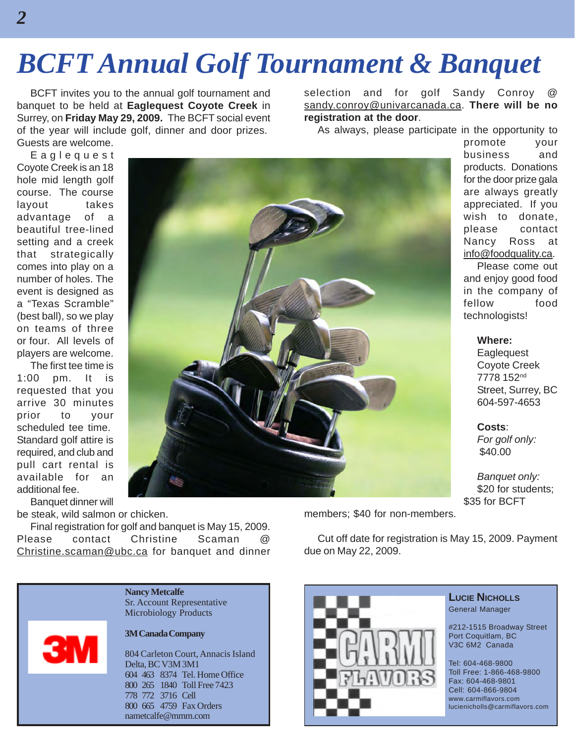# BCFT Annual Golf Tournament & Banquet

BCFT invites you to the annual golf tournament and banquet to be held at **Eaglequest Coyote Creek** in Surrey, on **Friday May 29, 2009.** The BCFT social event of the year will include golf, dinner and door prizes. Guests are welcome.

Eaglequest Coyote Creek is an 18 hole mid length golf course. The course layout takes advantage of a beautiful tree-lined setting and a creek that strategically comes into play on a number of holes. The event is designed as a "Texas Scramble" (best ball), so we play on teams of three or four. All levels of players are welcome.

The first tee time is 1:00 pm. It is requested that you arrive 30 minutes prior to your scheduled tee time. Standard golf attire is required, and club and pull cart rental is available for an additional fee.

Banquet dinner will be steak, wild salmon or chicken.

Final registration for golf and banquet is May 15, 2009. Please contact Christine Scaman @ Christine.scaman@ubc.ca for banquet and dinner selection and for golf Sandy Conroy @ sandy.conroy@univarcanada.ca. **There will be no registration at the door**.

As always, please participate in the opportunity to promote your business and products. Donations for the door prize gala are always greatly appreciated. If you wish to donate, please contact Nancy Ross at info@foodquality.ca.

Please come out and enjoy good food in the company of fellow food technologists!

**Where:**
Eaglequest Coyote Creek
7778 152nd Street, Surrey, BC
604-597-4653

**Costs**:
*For golf only:*
$40.00

*Banquet only:*
$20 for students; $35 for BCFT members; $40 for non-members.

Cut off date for registration is May 15, 2009. Payment due on May 22, 2009.

---

3M

**Nancy Metcalfe**
Sr. Account Representative
Microbiology Products

**3M Canada Company**

804 Carleton Court, Annacis Island
Delta, BC V3M 3M1
604 463 8374 Tel. Home Office
800 265 1840 Toll Free 7423
778 772 3716 Cell
800 665 4759 Fax Orders
nametcalfe@mmm.com

---

CARMI FLAVORS

**LUCIE NICHOLLS**
General Manager

#212-1515 Broadway Street
Port Coquitlam, BC
V3C 6M2 Canada

Tel: 604-468-9800
Toll Free: 1-866-468-9800
Fax: 604-468-9801
Cell: 604-866-9804
www.carmiflavors.com
lucienicholls@carmiflavors.com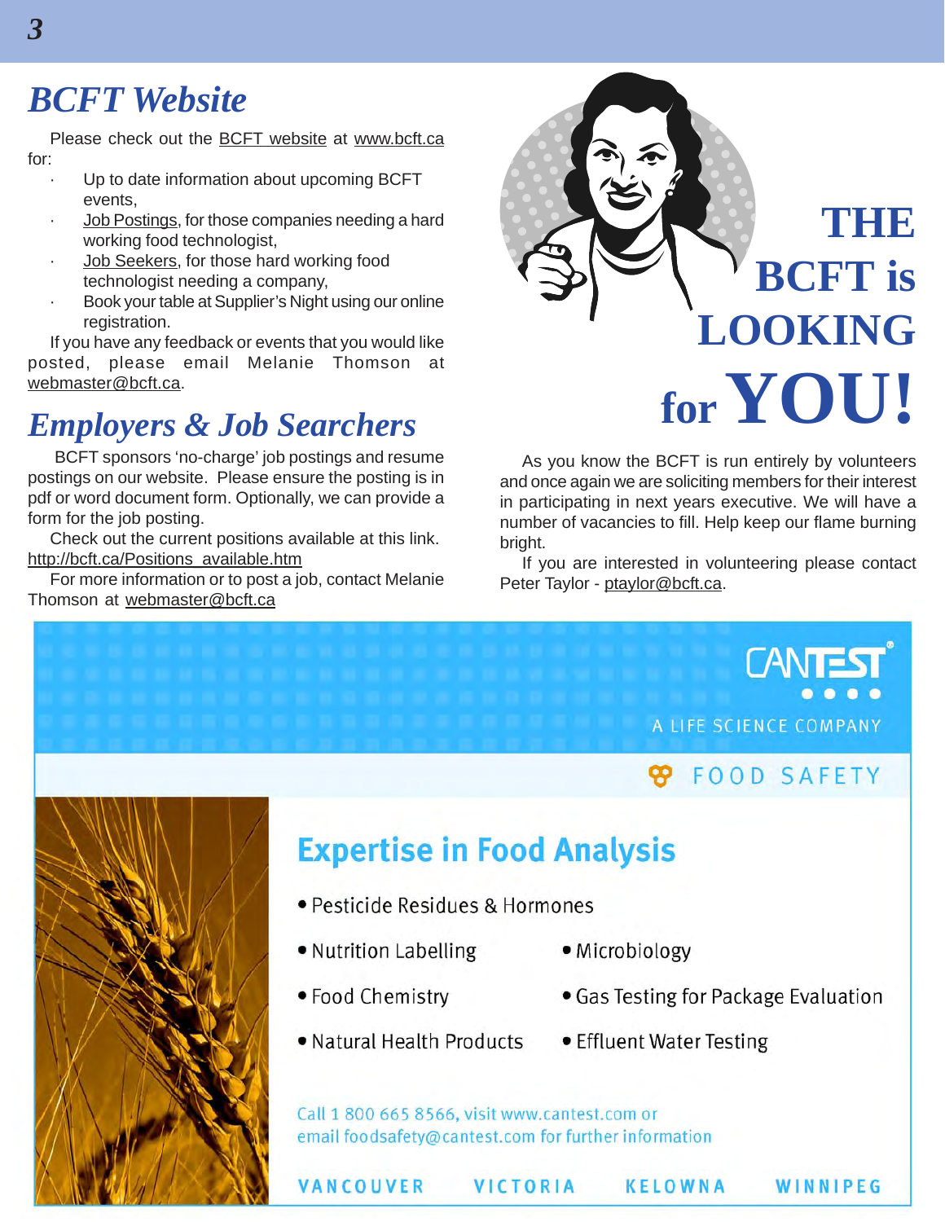## BCFT Website

Please check out the BCFT website at www.bcft.ca for:

- Up to date information about upcoming BCFT events,
- Job Postings, for those companies needing a hard working food technologist,
- Job Seekers, for those hard working food technologist needing a company,
- Book your table at Supplier's Night using our online registration.

If you have any feedback or events that you would like posted, please email Melanie Thomson at webmaster@bcft.ca.

## Employers & Job Searchers

BCFT sponsors 'no-charge' job and resume postings on our website. Please ensure the posting is in pdf or word document form. Optionally, we can provide a form for the job posting.

Check out the current positions available at this link. http://bcft.ca/Positions_available.htm

For more information or to post a job, contact Melanie Thomson at webmaster@bcft.ca

## THE BCFT is LOOKING for YOU!

As you know the BCFT is run entirely by volunteers and once again we are soliciting members for their interest in participating in next years executive. We will have a number of vacancies to fill. Help keep our flame burning bright.

If you are interested in volunteering please contact Peter Taylor - ptaylor@bcft.ca.

CANTEST®

A LIFE SCIENCE COMPANY

FOOD SAFETY

### Expertise in Food Analysis

- Pesticide Residues & Hormones
- Nutrition Labelling
- Microbiology
- Food Chemistry
- Gas Testing for Package Evaluation
- Natural Health Products
- Effluent Water Testing

Call 1 800 665 8566, visit www.cantest.com or email foodsafety@cantest.com for further information

VANCOUVER VICTORIA KELOWNA WINNIPEG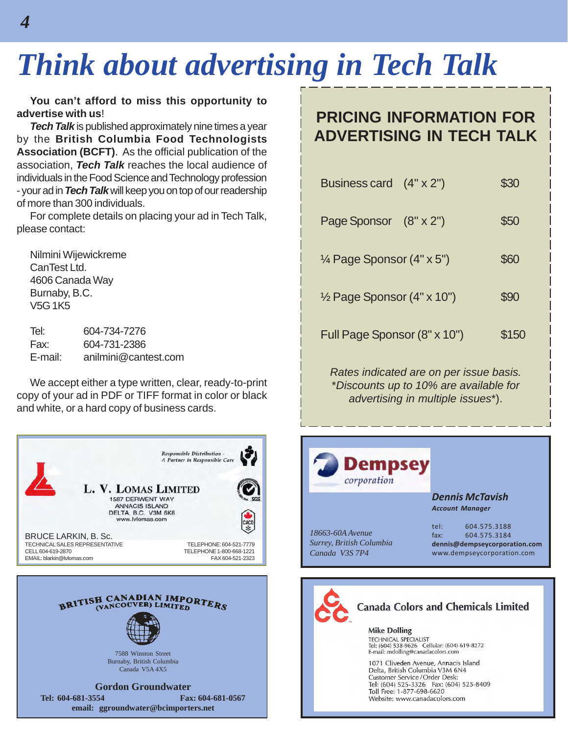# Think about advertising in Tech Talk

**You can't afford to miss this opportunity to advertise with us**!

***Tech Talk*** is published approximately nine times a year by the **British Columbia Food Technologists Association (BCFT)**. As the official publication of the association, ***Tech Talk*** reaches the local audience of individuals in the Food Science and Technology profession - your ad in ***Tech Talk*** will keep you on top of our readership of more than 300 individuals.

For complete details on placing your ad in Tech Talk, please contact:

Nilmini Wijewickreme
CanTest Ltd.
4606 Canada Way
Burnaby, B.C.
V5G 1K5

| | |
|---|---|
| Tel: | 604-734-7276 |
| Fax: | 604-731-2386 |
| E-mail: | anilmini@cantest.com |

We accept either a type written, clear, ready-to-print copy of your ad in PDF or TIFF format in color or black and white, or a hard copy of business cards.

## PRICING INFORMATION FOR ADVERTISING IN TECH TALK

| | |
|---|---|
| Business card (4" x 2") | $30 |
| Page Sponsor (8" x 2") | $50 |
| ¼ Page Sponsor (4" x 5") | $60 |
| ½ Page Sponsor (4" x 10") | $90 |
| Full Page Sponsor (8" x 10") | $150 |

*Rates indicated are on per issue basis. \*Discounts up to 10% are available for advertising in multiple issues\**).

---

*Responsible Distribution - A Partner in Responsible Care*

**L. V. LOMAS LIMITED**
1587 DERWENT WAY
ANNACIS ISLAND
DELTA, B.C. V3M 6K8
www.lvlomas.com

BRUCE LARKIN, B. Sc.
TECHNICAL SALES REPRESENTATIVE
CELL 604-619-2870
EMAIL: blarkin@lvlomas.com
TELEPHONE: 604-521-7779
TELEPHONE 1-800-668-1221
FAX 604-521-2323

---

**Dempsey corporation**

***Dennis McTavish***
***Account Manager***

*18663-60A Avenue*
*Surrey, British Columbia*
*Canada V3S 7P4*

tel: 604.575.3188
fax: 604.575.3184
**dennis@dempseycorporation.com**
www.dempseycorporation.com

---

**BRITISH CANADIAN IMPORTERS (VANCOUVER) LIMITED**

7588 Winston Street
Burnaby, British Columbia
Canada V5A 4X5

**Gordon Groundwater**
**Tel: 604-681-3554** **Fax: 604-681-0567**
**email: ggroundwater@bcimporters.net**

---

**Canada Colors and Chemicals Limited**

**Mike Dolling**
TECHNICAL SPECIALIST
Tel: (604) 538-9626 Cellular: (604) 619-8272
E-mail: mdolling@canadacolors.com

1071 Cliveden Avenue, Annacis Island
Delta, British Columbia V3M 6N4
Customer Service / Order Desk:
Tel: (604) 525-3326 Fax: (604) 525-8409
Toll Free: 1-877-698-6620
Website: www.canadacolors.com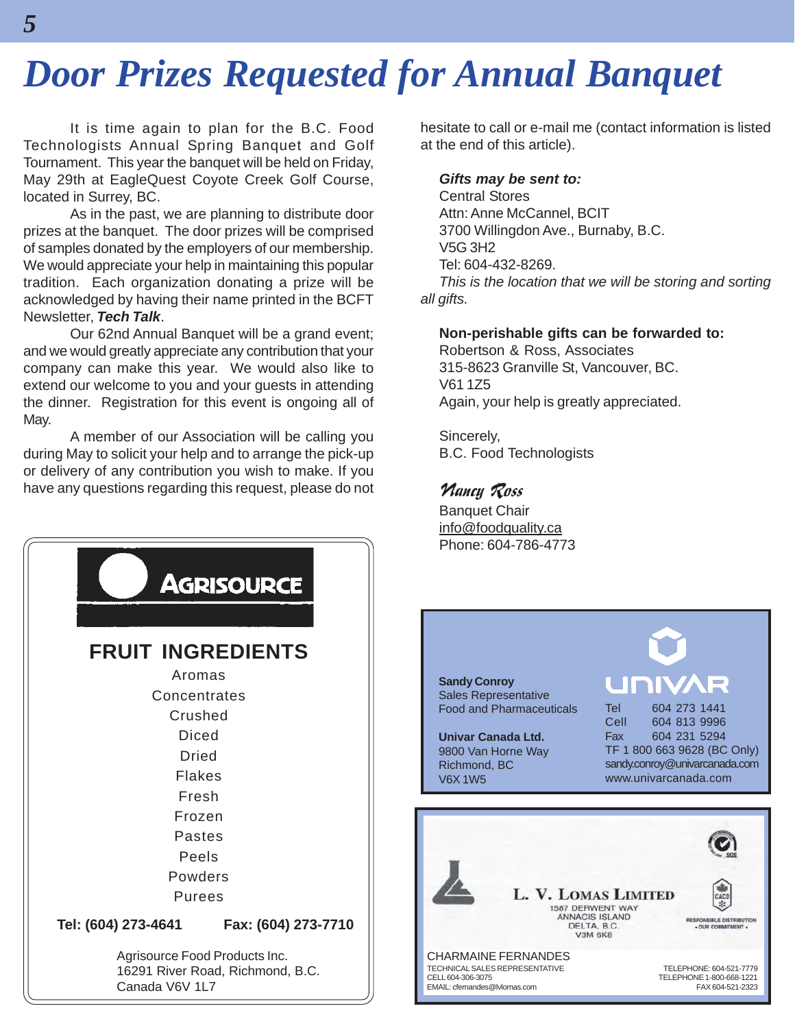# Door Prizes Requested for Annual Banquet

It is time again to plan for the B.C. Food Technologists Annual Spring Banquet and Golf Tournament. This year the banquet will be held on Friday, May 29th at EagleQuest Coyote Creek Golf Course, located in Surrey, BC.

As in the past, we are planning to distribute door prizes at the banquet. The door prizes will be comprised of samples donated by the employers of our membership. We would appreciate your help in maintaining this popular tradition. Each organization donating a prize will be acknowledged by having their name printed in the BCFT Newsletter, ***Tech Talk***.

Our 62nd Annual Banquet will be a grand event; and we would greatly appreciate any contribution that your company can make this year. We would also like to extend our welcome to you and your guests in attending the dinner. Registration for this event is ongoing all of May.

A member of our Association will be calling you during May to solicit your help and to arrange the pick-up or delivery of any contribution you wish to make. If you have any questions regarding this request, please do not hesitate to call or e-mail me (contact information is listed at the end of this article).

***Gifts may be sent to:***
Central Stores
Attn: Anne McCannel, BCIT
3700 Willingdon Ave., Burnaby, B.C.
V5G 3H2
Tel: 604-432-8269.
*This is the location that we will be storing and sorting all gifts.*

**Non-perishable gifts can be forwarded to:**
Robertson & Ross, Associates
315-8623 Granville St, Vancouver, BC.
V61 1Z5
Again, your help is greatly appreciated.

Sincerely,
B.C. Food Technologists

*Nancy Ross*
Banquet Chair
info@foodquality.ca
Phone: 604-786-4773

---

**AGRISOURCE**

**FRUIT INGREDIENTS**

Aromas
Concentrates
Crushed
Diced
Dried
Flakes
Fresh
Frozen
Pastes
Peels
Powders
Purees

**Tel: (604) 273-4641** **Fax: (604) 273-7710**

Agrisource Food Products Inc.
16291 River Road, Richmond, B.C.
Canada V6V 1L7

---

**UNIVAR**

**Sandy Conroy**
Sales Representative
Food and Pharmaceuticals

**Univar Canada Ltd.**
9800 Van Horne Way
Richmond, BC
V6X 1W5

Tel 604 273 1441
Cell 604 813 9996
Fax 604 231 5294
TF 1 800 663 9628 (BC Only)
sandy.conroy@univarcanada.com
www.univarcanada.com

---

**L. V. LOMAS LIMITED**
1587 DERWENT WAY
ANNACIS ISLAND
DELTA, B.C.
V3M 6K8

RESPONSIBLE DISTRIBUTION • OUR COMMITMENT •

CHARMAINE FERNANDES
TECHNICAL SALES REPRESENTATIVE
CELL 604-306-3075
EMAIL: cfernandes@lvlomas.com

TELEPHONE: 604-521-7779
TELEPHONE 1-800-668-1221
FAX 604-521-2323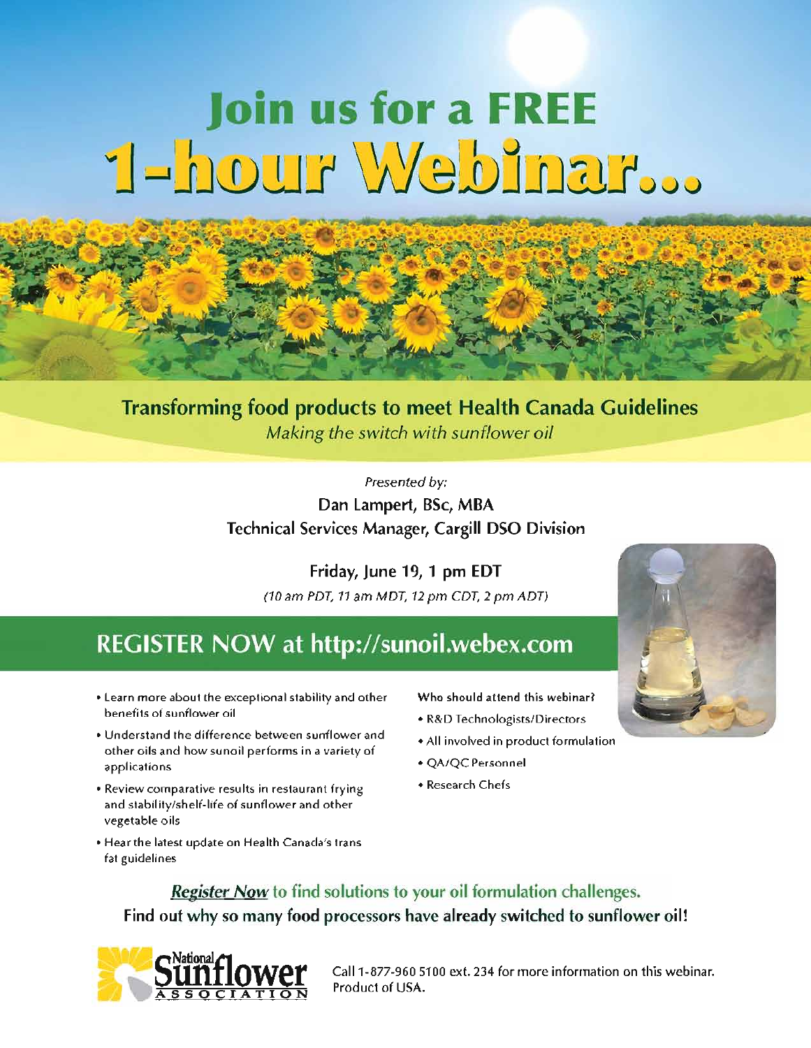# Join us for a FREE 1-hour Webinar...

## Transforming food products to meet Health Canada Guidelines

*Making the switch with sunflower oil*

*Presented by:*

**Dan Lampert, BSc, MBA**
**Technical Services Manager, Cargill DSO Division**

**Friday, June 19, 1 pm EDT**

*(10 am PDT, 11 am MDT, 12 pm CDT, 2 pm ADT)*

## REGISTER NOW at http://sunoil.webex.com

- Learn more about the exceptional stability and other benefits of sunflower oil
- Understand the difference between sunflower and other oils and how sunoil performs in a variety of applications
- Review comparative results in restaurant frying and stability/shelf-life of sunflower and other vegetable oils
- Hear the latest update on Health Canada's trans fat guidelines

Who should attend this webinar?

- R&D Technologists/Directors
- All involved in product formulation
- QA/QC Personnel
- Research Chefs

***Register Now*** to find solutions to your oil formulation challenges.

**Find out why so many food processors have already switched to sunflower oil!**

National Sunflower Association

Call 1-877-960 5100 ext. 234 for more information on this webinar.
Product of USA.